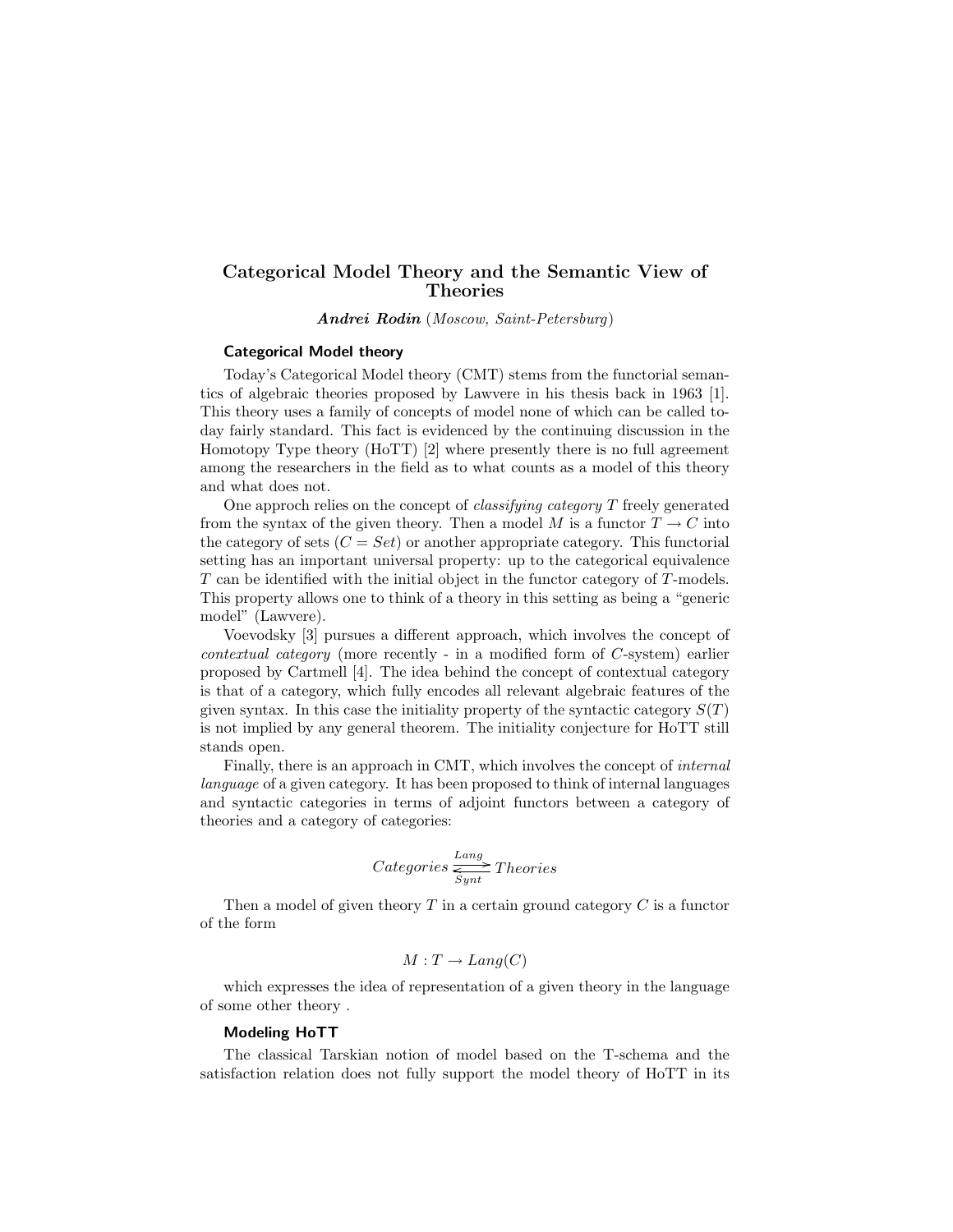# Categorical Model Theory and the Semantic View of Theories

***Andrei Rodin*** (*Moscow, Saint-Petersburg*)

## Categorical Model theory

Today's Categorical Model theory (CMT) stems from the functorial semantics of algebraic theories proposed by Lawvere in his thesis back in 1963 [1]. This theory uses a family of concepts of model none of which can be called today fairly standard. This fact is evidenced by the continuing discussion in the Homotopy Type theory (HoTT) [2] where presently there is no full agreement among the researchers in the field as to what counts as a model of this theory and what does not.

One approch relies on the concept of *classifying category* $T$ freely generated from the syntax of the given theory. Then a model $M$ is a functor $T \to C$ into the category of sets ($C = Set$) or another appropriate category. This functorial setting has an important universal property: up to the categorical equivalence $T$ can be identified with the initial object in the functor category of $T$-models. This property allows one to think of a theory in this setting as being a "generic model" (Lawvere).

Voevodsky [3] pursues a different approach, which involves the concept of *contextual category* (more recently - in a modified form of $C$-system) earlier proposed by Cartmell [4]. The idea behind the concept of contextual category is that of a category, which fully encodes all relevant algebraic features of the given syntax. In this case the initiality property of the syntactic category $S(T)$ is not implied by any general theorem. The initiality conjecture for HoTT still stands open.

Finally, there is an approach in CMT, which involves the concept of *internal language* of a given category. It has been proposed to think of internal languages and syntactic categories in terms of adjoint functors between a category of theories and a category of categories:

$$Categories \underset{Synt}{\overset{Lang}{\rightleftarrows}} Theories$$

Then a model of given theory $T$ in a certain ground category $C$ is a functor of the form

$$M : T \to Lang(C)$$

which expresses the idea of representation of a given theory in the language of some other theory .

## Modeling HoTT

The classical Tarskian notion of model based on the T-schema and the satisfaction relation does not fully support the model theory of HoTT in its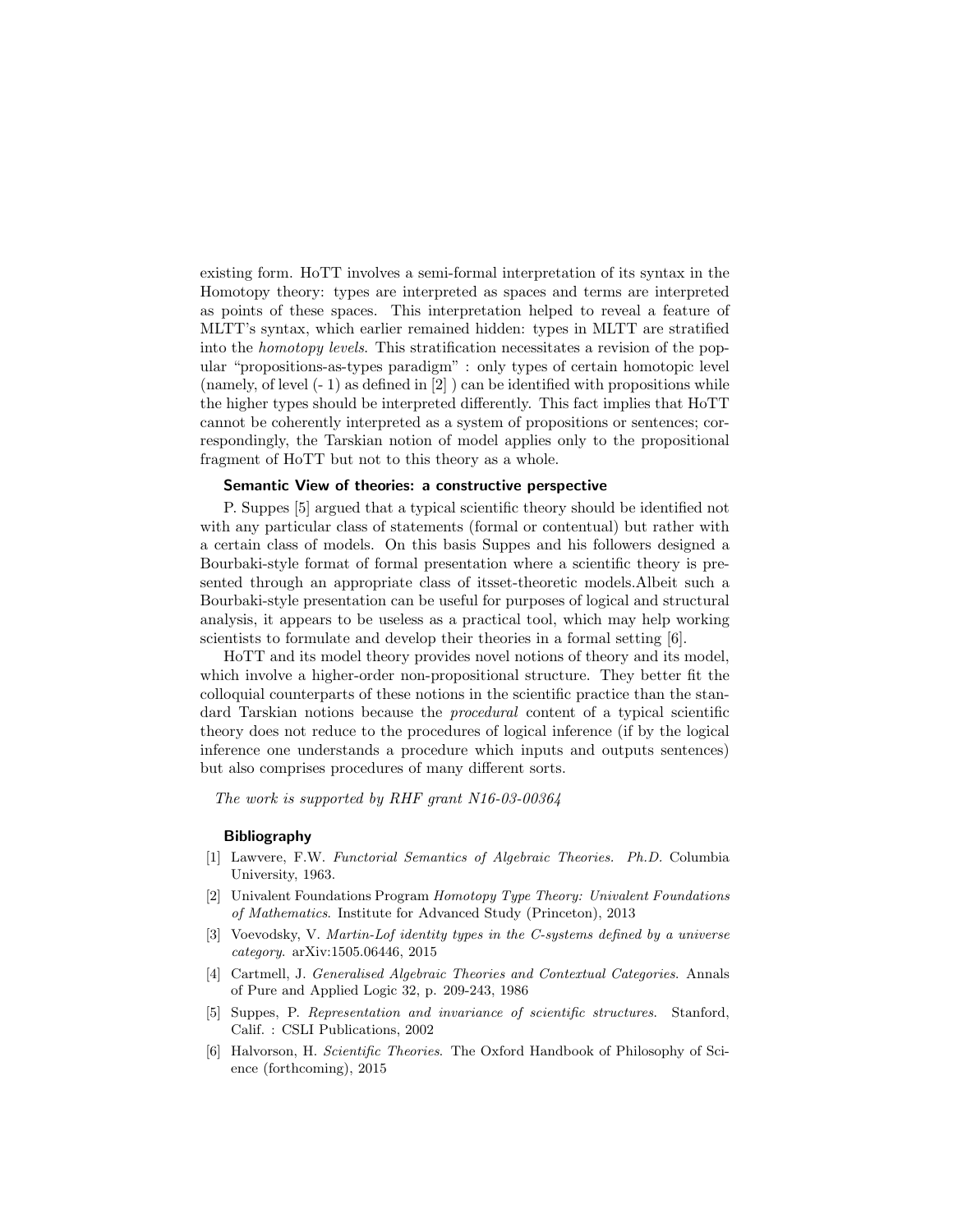existing form. HoTT involves a semi-formal interpretation of its syntax in the Homotopy theory: types are interpreted as spaces and terms are interpreted as points of these spaces. This interpretation helped to reveal a feature of MLTT's syntax, which earlier remained hidden: types in MLTT are stratified into the *homotopy levels*. This stratification necessitates a revision of the popular "propositions-as-types paradigm" : only types of certain homotopic level (namely, of level (- 1) as defined in [2] ) can be identified with propositions while the higher types should be interpreted differently. This fact implies that HoTT cannot be coherently interpreted as a system of propositions or sentences; correspondingly, the Tarskian notion of model applies only to the propositional fragment of HoTT but not to this theory as a whole.

### Semantic View of theories: a constructive perspective

P. Suppes [5] argued that a typical scientific theory should be identified not with any particular class of statements (formal or contentual) but rather with a certain class of models. On this basis Suppes and his followers designed a Bourbaki-style format of formal presentation where a scientific theory is presented through an appropriate class of itsset-theoretic models.Albeit such a Bourbaki-style presentation can be useful for purposes of logical and structural analysis, it appears to be useless as a practical tool, which may help working scientists to formulate and develop their theories in a formal setting [6].

HoTT and its model theory provides novel notions of theory and its model, which involve a higher-order non-propositional structure. They better fit the colloquial counterparts of these notions in the scientific practice than the standard Tarskian notions because the *procedural* content of a typical scientific theory does not reduce to the procedures of logical inference (if by the logical inference one understands a procedure which inputs and outputs sentences) but also comprises procedures of many different sorts.

*The work is supported by RHF grant N16-03-00364*

### Bibliography

[1] Lawvere, F.W. *Functorial Semantics of Algebraic Theories. Ph.D.* Columbia University, 1963.

[2] Univalent Foundations Program *Homotopy Type Theory: Univalent Foundations of Mathematics*. Institute for Advanced Study (Princeton), 2013

[3] Voevodsky, V. *Martin-Lof identity types in the C-systems defined by a universe category.* arXiv:1505.06446, 2015

[4] Cartmell, J. *Generalised Algebraic Theories and Contextual Categories*. Annals of Pure and Applied Logic 32, p. 209-243, 1986

[5] Suppes, P. *Representation and invariance of scientific structures.* Stanford, Calif. : CSLI Publications, 2002

[6] Halvorson, H. *Scientific Theories*. The Oxford Handbook of Philosophy of Science (forthcoming), 2015